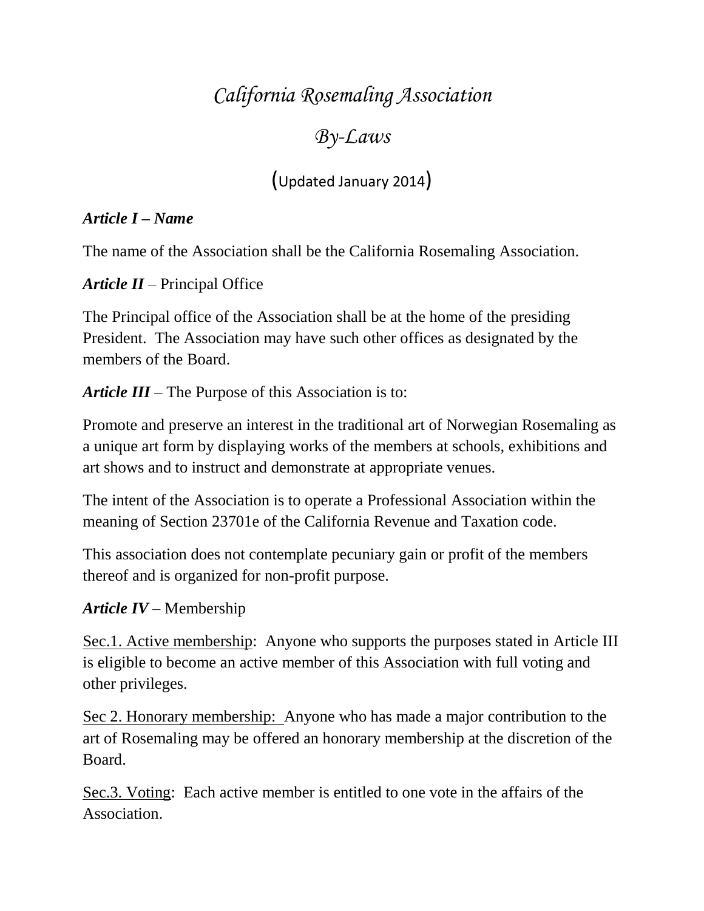# *California Rosemaling Association*

# *By-Laws*

(Updated January 2014)

***Article I – Name***

The name of the Association shall be the California Rosemaling Association.

***Article II*** – Principal Office

The Principal office of the Association shall be at the home of the presiding President. The Association may have such other offices as designated by the members of the Board.

***Article III*** – The Purpose of this Association is to:

Promote and preserve an interest in the traditional art of Norwegian Rosemaling as a unique art form by displaying works of the members at schools, exhibitions and art shows and to instruct and demonstrate at appropriate venues.

The intent of the Association is to operate a Professional Association within the meaning of Section 23701e of the California Revenue and Taxation code.

This association does not contemplate pecuniary gain or profit of the members thereof and is organized for non-profit purpose.

***Article IV*** – Membership

Sec.1. Active membership: Anyone who supports the purposes stated in Article III is eligible to become an active member of this Association with full voting and other privileges.

Sec 2. Honorary membership: Anyone who has made a major contribution to the art of Rosemaling may be offered an honorary membership at the discretion of the Board.

Sec.3. Voting: Each active member is entitled to one vote in the affairs of the Association.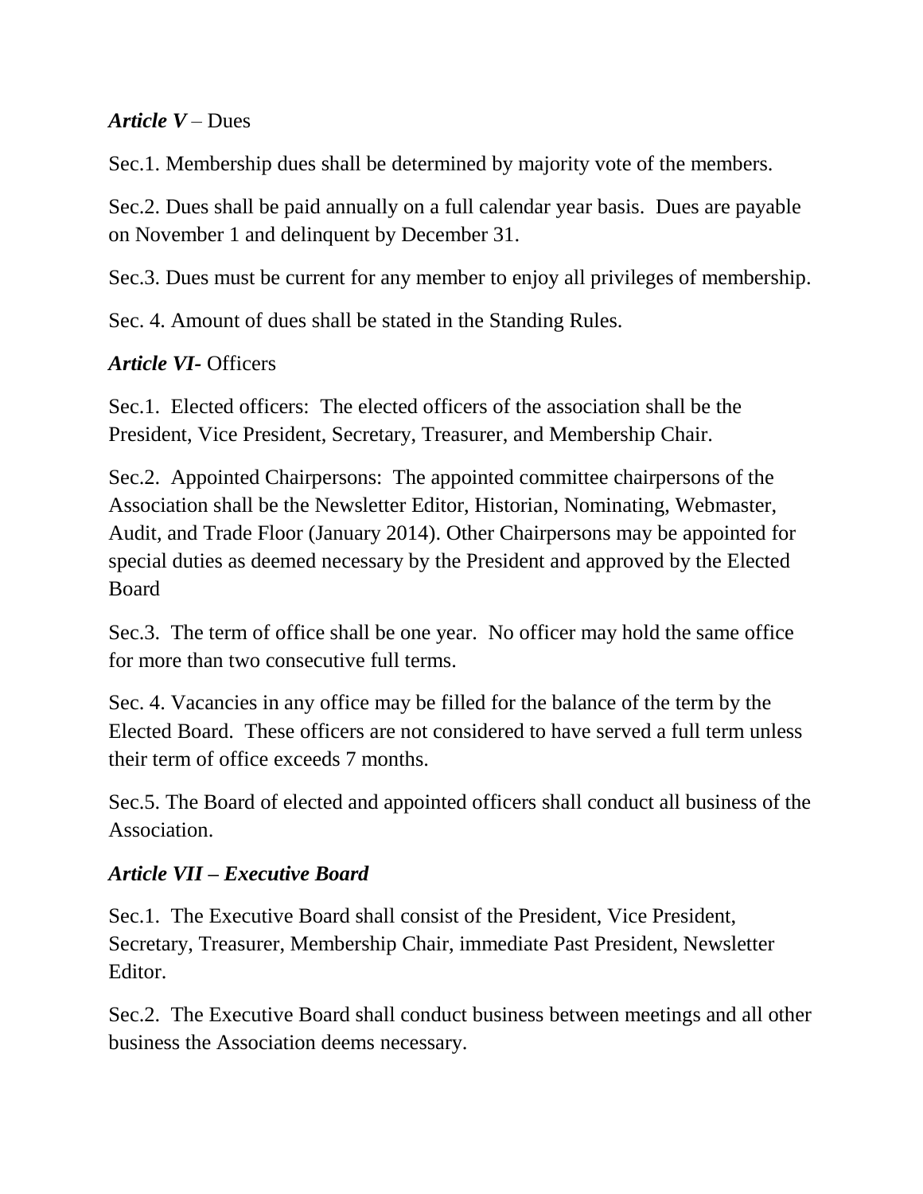***Article V*** – Dues

Sec.1. Membership dues shall be determined by majority vote of the members.

Sec.2. Dues shall be paid annually on a full calendar year basis. Dues are payable on November 1 and delinquent by December 31.

Sec.3. Dues must be current for any member to enjoy all privileges of membership.

Sec. 4. Amount of dues shall be stated in the Standing Rules.

***Article VI-*** Officers

Sec.1. Elected officers: The elected officers of the association shall be the President, Vice President, Secretary, Treasurer, and Membership Chair.

Sec.2. Appointed Chairpersons: The appointed committee chairpersons of the Association shall be the Newsletter Editor, Historian, Nominating, Webmaster, Audit, and Trade Floor (January 2014). Other Chairpersons may be appointed for special duties as deemed necessary by the President and approved by the Elected Board

Sec.3. The term of office shall be one year. No officer may hold the same office for more than two consecutive full terms.

Sec. 4. Vacancies in any office may be filled for the balance of the term by the Elected Board. These officers are not considered to have served a full term unless their term of office exceeds 7 months.

Sec.5. The Board of elected and appointed officers shall conduct all business of the Association.

***Article VII – Executive Board***

Sec.1. The Executive Board shall consist of the President, Vice President, Secretary, Treasurer, Membership Chair, immediate Past President, Newsletter Editor.

Sec.2. The Executive Board shall conduct business between meetings and all other business the Association deems necessary.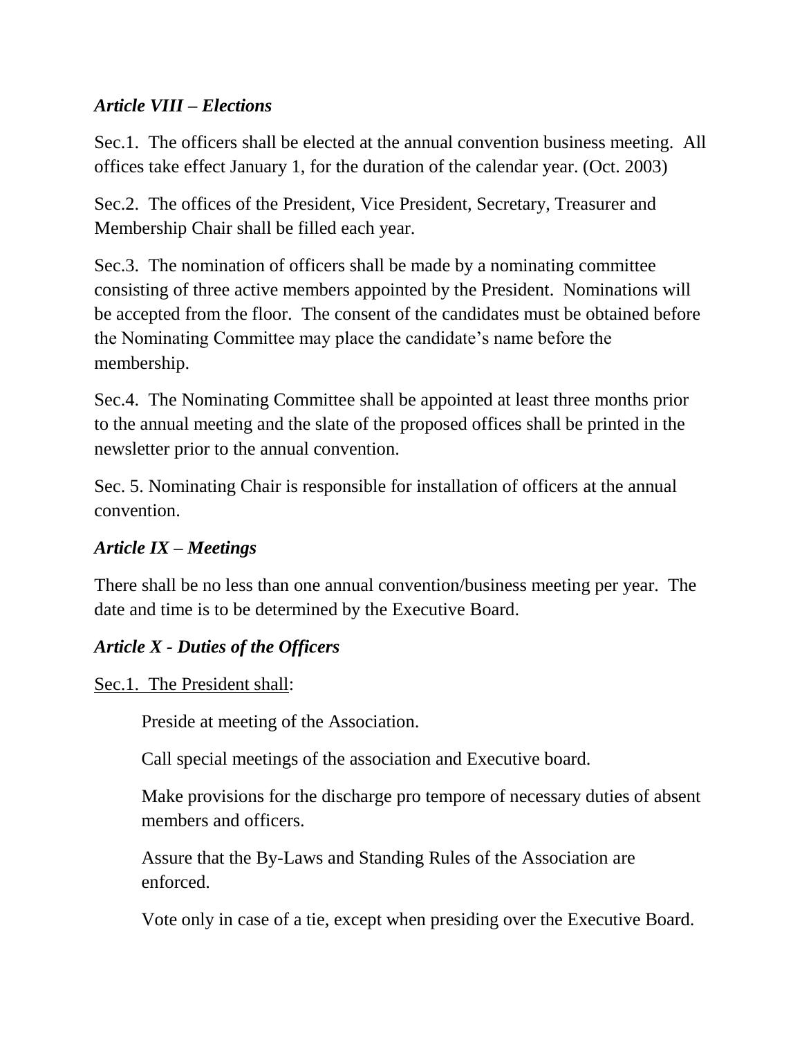### *Article VIII – Elections*

Sec.1. The officers shall be elected at the annual convention business meeting. All offices take effect January 1, for the duration of the calendar year. (Oct. 2003)

Sec.2. The offices of the President, Vice President, Secretary, Treasurer and Membership Chair shall be filled each year.

Sec.3. The nomination of officers shall be made by a nominating committee consisting of three active members appointed by the President. Nominations will be accepted from the floor. The consent of the candidates must be obtained before the Nominating Committee may place the candidate's name before the membership.

Sec.4. The Nominating Committee shall be appointed at least three months prior to the annual meeting and the slate of the proposed offices shall be printed in the newsletter prior to the annual convention.

Sec. 5. Nominating Chair is responsible for installation of officers at the annual convention.

### *Article IX – Meetings*

There shall be no less than one annual convention/business meeting per year. The date and time is to be determined by the Executive Board.

### *Article X - Duties of the Officers*

<u>Sec.1. The President shall</u>:

Preside at meeting of the Association.

Call special meetings of the association and Executive board.

Make provisions for the discharge pro tempore of necessary duties of absent members and officers.

Assure that the By-Laws and Standing Rules of the Association are enforced.

Vote only in case of a tie, except when presiding over the Executive Board.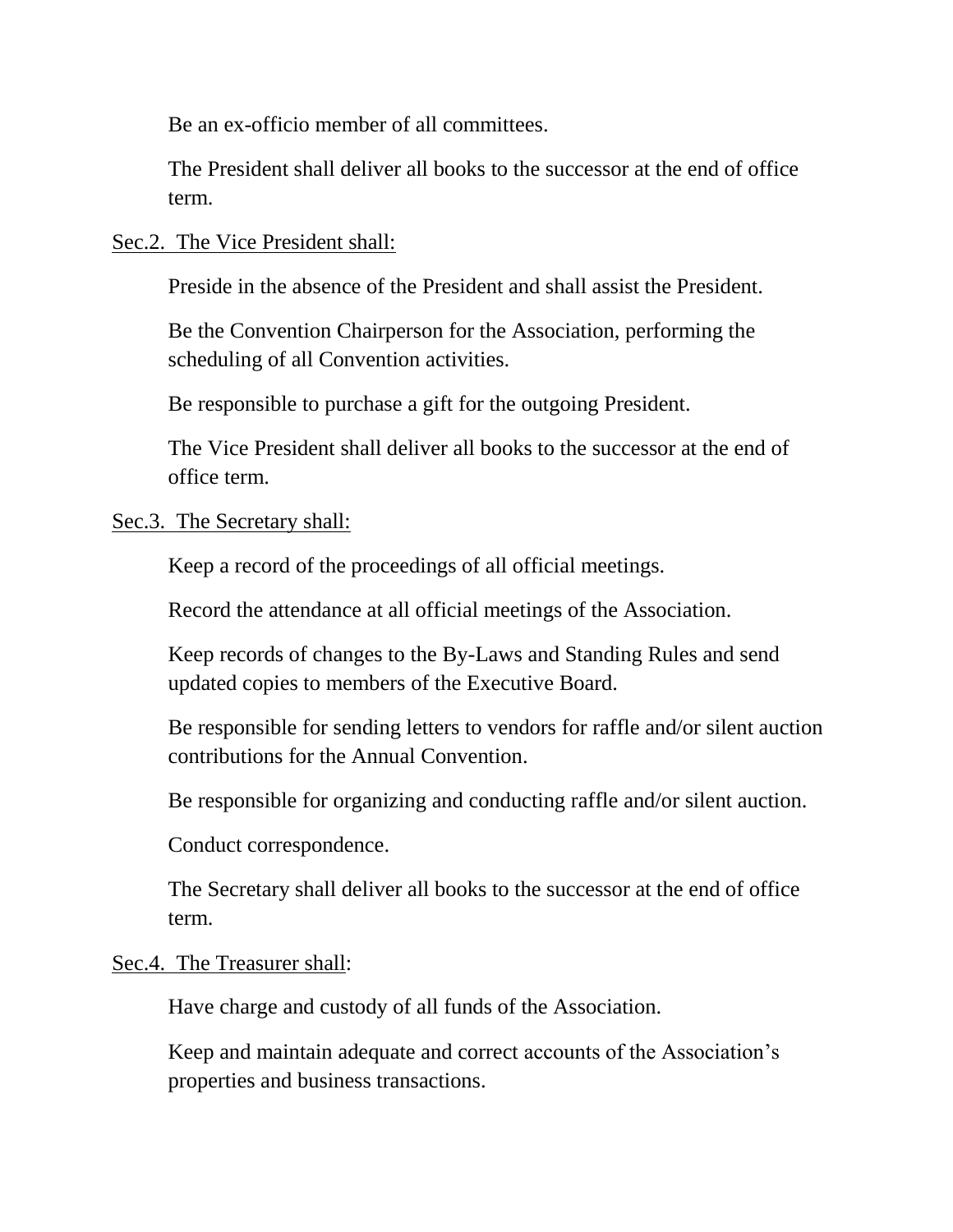Be an ex-officio member of all committees.

The President shall deliver all books to the successor at the end of office term.

<u>Sec.2.  The Vice President shall:</u>

Preside in the absence of the President and shall assist the President.

Be the Convention Chairperson for the Association, performing the scheduling of all Convention activities.

Be responsible to purchase a gift for the outgoing President.

The Vice President shall deliver all books to the successor at the end of office term.

<u>Sec.3.  The Secretary shall:</u>

Keep a record of the proceedings of all official meetings.

Record the attendance at all official meetings of the Association.

Keep records of changes to the By-Laws and Standing Rules and send updated copies to members of the Executive Board.

Be responsible for sending letters to vendors for raffle and/or silent auction contributions for the Annual Convention.

Be responsible for organizing and conducting raffle and/or silent auction.

Conduct correspondence.

The Secretary shall deliver all books to the successor at the end of office term.

<u>Sec.4.  The Treasurer shall</u>:

Have charge and custody of all funds of the Association.

Keep and maintain adequate and correct accounts of the Association's properties and business transactions.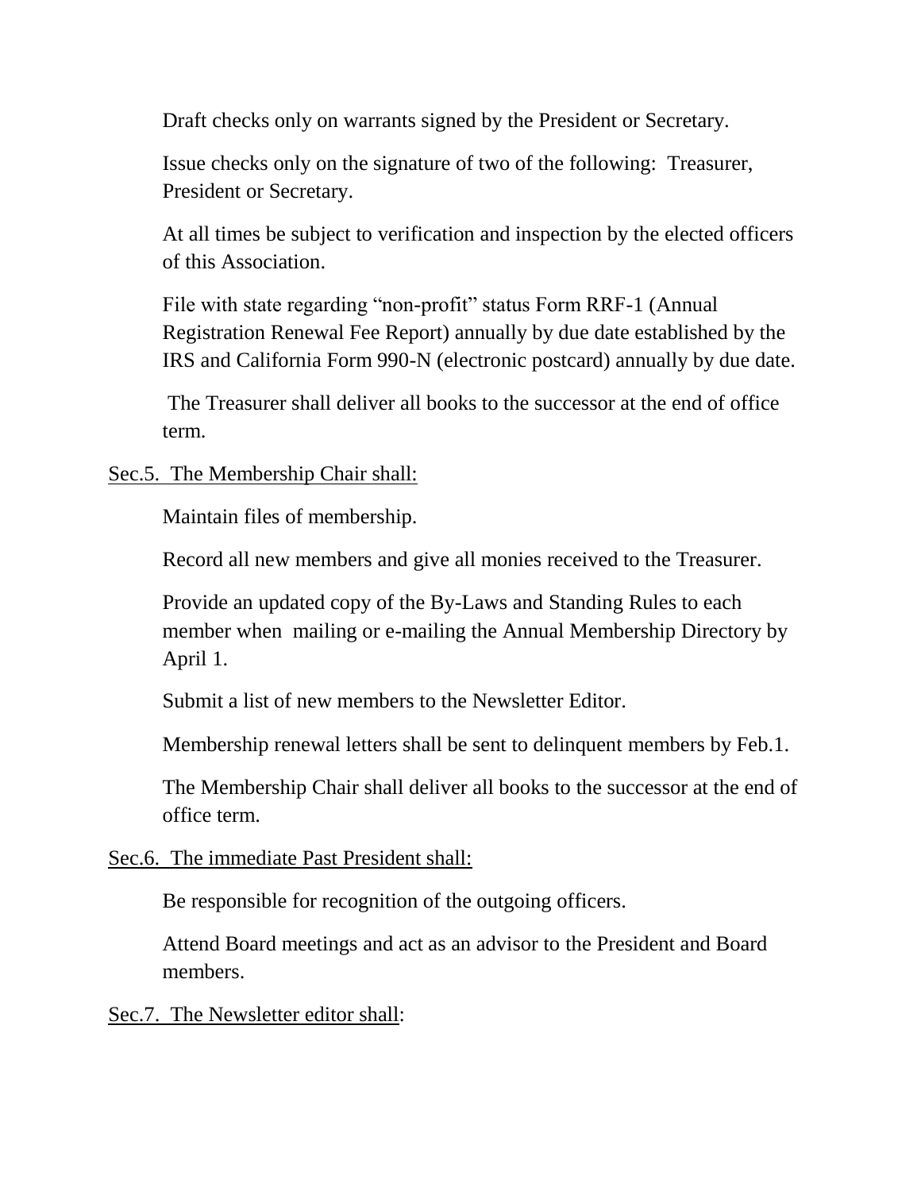Draft checks only on warrants signed by the President or Secretary.

Issue checks only on the signature of two of the following: Treasurer, President or Secretary.

At all times be subject to verification and inspection by the elected officers of this Association.

File with state regarding "non-profit" status Form RRF-1 (Annual Registration Renewal Fee Report) annually by due date established by the IRS and California Form 990-N (electronic postcard) annually by due date.

The Treasurer shall deliver all books to the successor at the end of office term.

<u>Sec.5. The Membership Chair shall:</u>

Maintain files of membership.

Record all new members and give all monies received to the Treasurer.

Provide an updated copy of the By-Laws and Standing Rules to each member when mailing or e-mailing the Annual Membership Directory by April 1.

Submit a list of new members to the Newsletter Editor.

Membership renewal letters shall be sent to delinquent members by Feb.1.

The Membership Chair shall deliver all books to the successor at the end of office term.

<u>Sec.6. The immediate Past President shall:</u>

Be responsible for recognition of the outgoing officers.

Attend Board meetings and act as an advisor to the President and Board members.

<u>Sec.7. The Newsletter editor shall</u>: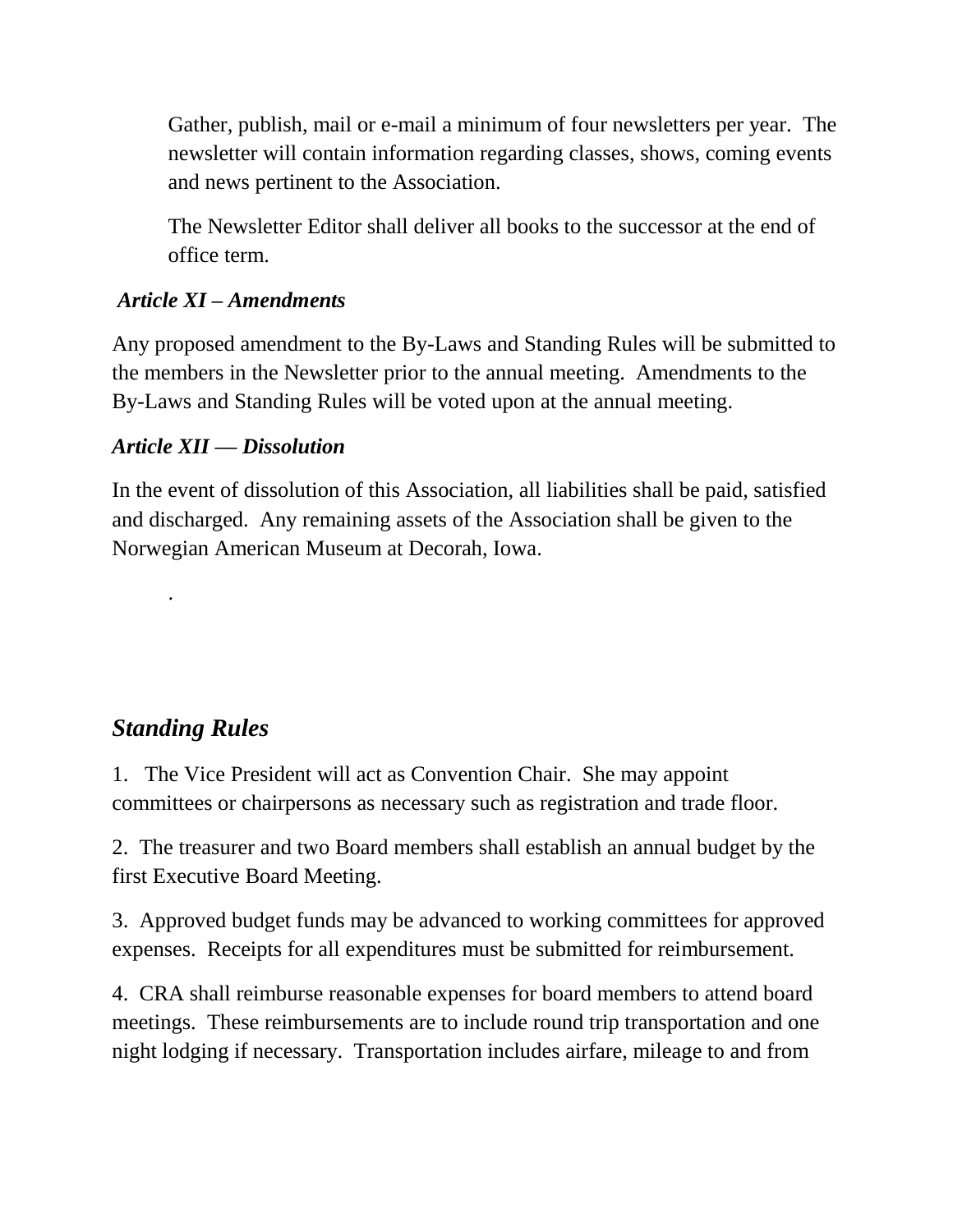Gather, publish, mail or e-mail a minimum of four newsletters per year. The newsletter will contain information regarding classes, shows, coming events and news pertinent to the Association.

The Newsletter Editor shall deliver all books to the successor at the end of office term.

### *Article XI – Amendments*

Any proposed amendment to the By-Laws and Standing Rules will be submitted to the members in the Newsletter prior to the annual meeting. Amendments to the By-Laws and Standing Rules will be voted upon at the annual meeting.

### *Article XII — Dissolution*

In the event of dissolution of this Association, all liabilities shall be paid, satisfied and discharged. Any remaining assets of the Association shall be given to the Norwegian American Museum at Decorah, Iowa.

.

## *Standing Rules*

1. The Vice President will act as Convention Chair. She may appoint committees or chairpersons as necessary such as registration and trade floor.

2. The treasurer and two Board members shall establish an annual budget by the first Executive Board Meeting.

3. Approved budget funds may be advanced to working committees for approved expenses. Receipts for all expenditures must be submitted for reimbursement.

4. CRA shall reimburse reasonable expenses for board members to attend board meetings. These reimbursements are to include round trip transportation and one night lodging if necessary. Transportation includes airfare, mileage to and from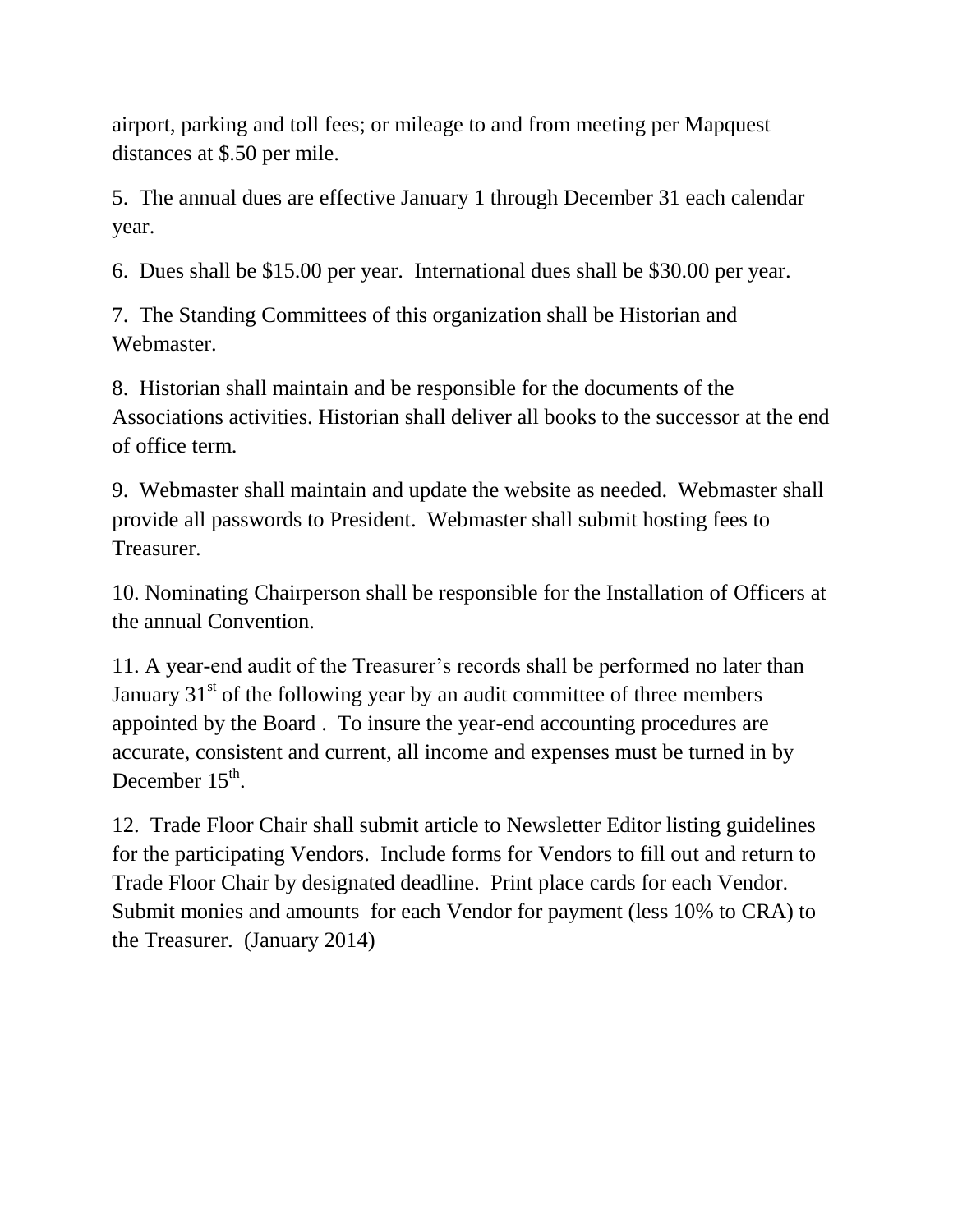airport, parking and toll fees; or mileage to and from meeting per Mapquest distances at $.50 per mile.

5. The annual dues are effective January 1 through December 31 each calendar year.

6. Dues shall be $15.00 per year. International dues shall be $30.00 per year.

7. The Standing Committees of this organization shall be Historian and Webmaster.

8. Historian shall maintain and be responsible for the documents of the Associations activities. Historian shall deliver all books to the successor at the end of office term.

9. Webmaster shall maintain and update the website as needed. Webmaster shall provide all passwords to President. Webmaster shall submit hosting fees to Treasurer.

10. Nominating Chairperson shall be responsible for the Installation of Officers at the annual Convention.

11. A year-end audit of the Treasurer's records shall be performed no later than January 31st of the following year by an audit committee of three members appointed by the Board . To insure the year-end accounting procedures are accurate, consistent and current, all income and expenses must be turned in by December 15th.

12. Trade Floor Chair shall submit article to Newsletter Editor listing guidelines for the participating Vendors. Include forms for Vendors to fill out and return to Trade Floor Chair by designated deadline. Print place cards for each Vendor. Submit monies and amounts for each Vendor for payment (less 10% to CRA) to the Treasurer. (January 2014)